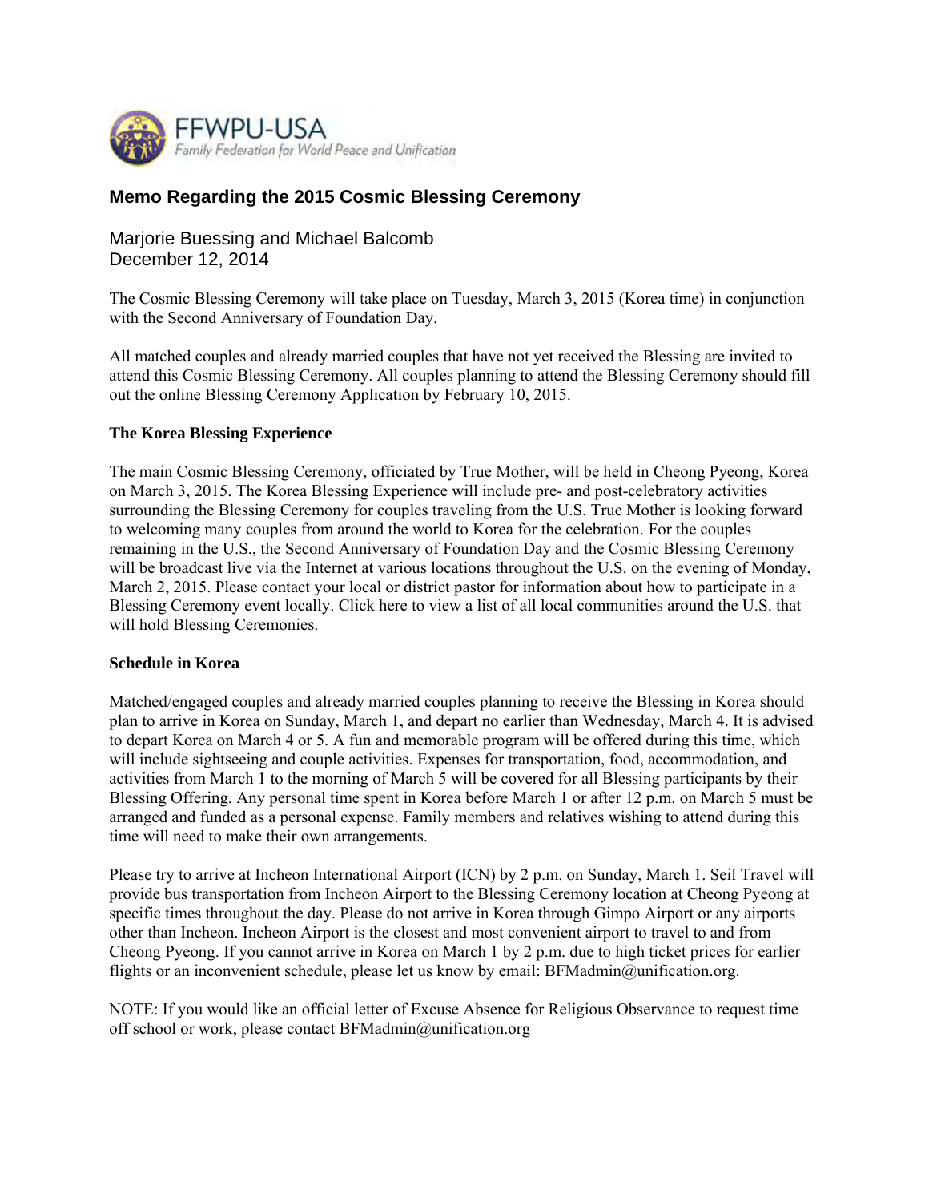FFWPU-USA
*Family Federation for World Peace and Unification*

## Memo Regarding the 2015 Cosmic Blessing Ceremony

Marjorie Buessing and Michael Balcomb
December 12, 2014

The Cosmic Blessing Ceremony will take place on Tuesday, March 3, 2015 (Korea time) in conjunction with the Second Anniversary of Foundation Day.

All matched couples and already married couples that have not yet received the Blessing are invited to attend this Cosmic Blessing Ceremony. All couples planning to attend the Blessing Ceremony should fill out the online Blessing Ceremony Application by February 10, 2015.

**The Korea Blessing Experience**

The main Cosmic Blessing Ceremony, officiated by True Mother, will be held in Cheong Pyeong, Korea on March 3, 2015. The Korea Blessing Experience will include pre- and post-celebratory activities surrounding the Blessing Ceremony for couples traveling from the U.S. True Mother is looking forward to welcoming many couples from around the world to Korea for the celebration. For the couples remaining in the U.S., the Second Anniversary of Foundation Day and the Cosmic Blessing Ceremony will be broadcast live via the Internet at various locations throughout the U.S. on the evening of Monday, March 2, 2015. Please contact your local or district pastor for information about how to participate in a Blessing Ceremony event locally. Click here to view a list of all local communities around the U.S. that will hold Blessing Ceremonies.

**Schedule in Korea**

Matched/engaged couples and already married couples planning to receive the Blessing in Korea should plan to arrive in Korea on Sunday, March 1, and depart no earlier than Wednesday, March 4. It is advised to depart Korea on March 4 or 5. A fun and memorable program will be offered during this time, which will include sightseeing and couple activities. Expenses for transportation, food, accommodation, and activities from March 1 to the morning of March 5 will be covered for all Blessing participants by their Blessing Offering. Any personal time spent in Korea before March 1 or after 12 p.m. on March 5 must be arranged and funded as a personal expense. Family members and relatives wishing to attend during this time will need to make their own arrangements.

Please try to arrive at Incheon International Airport (ICN) by 2 p.m. on Sunday, March 1. Seil Travel will provide bus transportation from Incheon Airport to the Blessing Ceremony location at Cheong Pyeong at specific times throughout the day. Please do not arrive in Korea through Gimpo Airport or any airports other than Incheon. Incheon Airport is the closest and most convenient airport to travel to and from Cheong Pyeong. If you cannot arrive in Korea on March 1 by 2 p.m. due to high ticket prices for earlier flights or an inconvenient schedule, please let us know by email: BFMadmin@unification.org.

NOTE: If you would like an official letter of Excuse Absence for Religious Observance to request time off school or work, please contact BFMadmin@unification.org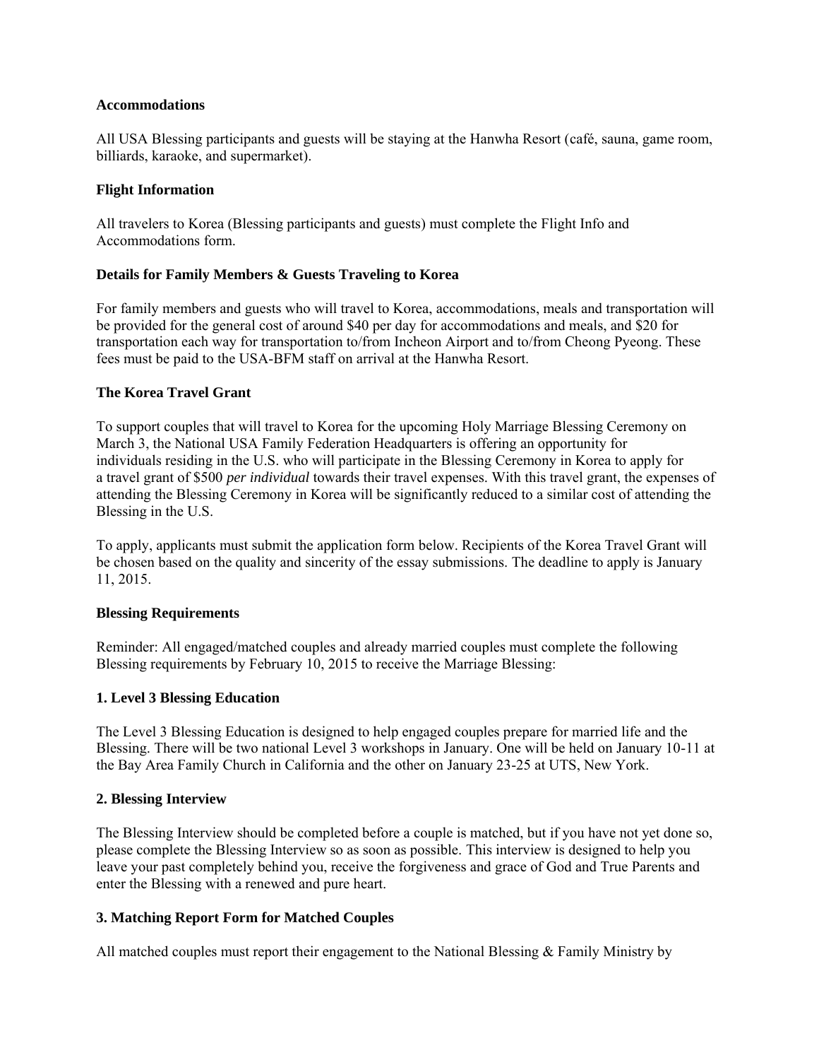**Accommodations**

All USA Blessing participants and guests will be staying at the Hanwha Resort (café, sauna, game room, billiards, karaoke, and supermarket).

**Flight Information**

All travelers to Korea (Blessing participants and guests) must complete the Flight Info and Accommodations form.

**Details for Family Members & Guests Traveling to Korea**

For family members and guests who will travel to Korea, accommodations, meals and transportation will be provided for the general cost of around $40 per day for accommodations and meals, and $20 for transportation each way for transportation to/from Incheon Airport and to/from Cheong Pyeong. These fees must be paid to the USA-BFM staff on arrival at the Hanwha Resort.

**The Korea Travel Grant**

To support couples that will travel to Korea for the upcoming Holy Marriage Blessing Ceremony on March 3, the National USA Family Federation Headquarters is offering an opportunity for individuals residing in the U.S. who will participate in the Blessing Ceremony in Korea to apply for a travel grant of $500 *per individual* towards their travel expenses. With this travel grant, the expenses of attending the Blessing Ceremony in Korea will be significantly reduced to a similar cost of attending the Blessing in the U.S.

To apply, applicants must submit the application form below. Recipients of the Korea Travel Grant will be chosen based on the quality and sincerity of the essay submissions. The deadline to apply is January 11, 2015.

**Blessing Requirements**

Reminder: All engaged/matched couples and already married couples must complete the following Blessing requirements by February 10, 2015 to receive the Marriage Blessing:

**1. Level 3 Blessing Education**

The Level 3 Blessing Education is designed to help engaged couples prepare for married life and the Blessing. There will be two national Level 3 workshops in January. One will be held on January 10-11 at the Bay Area Family Church in California and the other on January 23-25 at UTS, New York.

**2. Blessing Interview**

The Blessing Interview should be completed before a couple is matched, but if you have not yet done so, please complete the Blessing Interview so as soon as possible. This interview is designed to help you leave your past completely behind you, receive the forgiveness and grace of God and True Parents and enter the Blessing with a renewed and pure heart.

**3. Matching Report Form for Matched Couples**

All matched couples must report their engagement to the National Blessing & Family Ministry by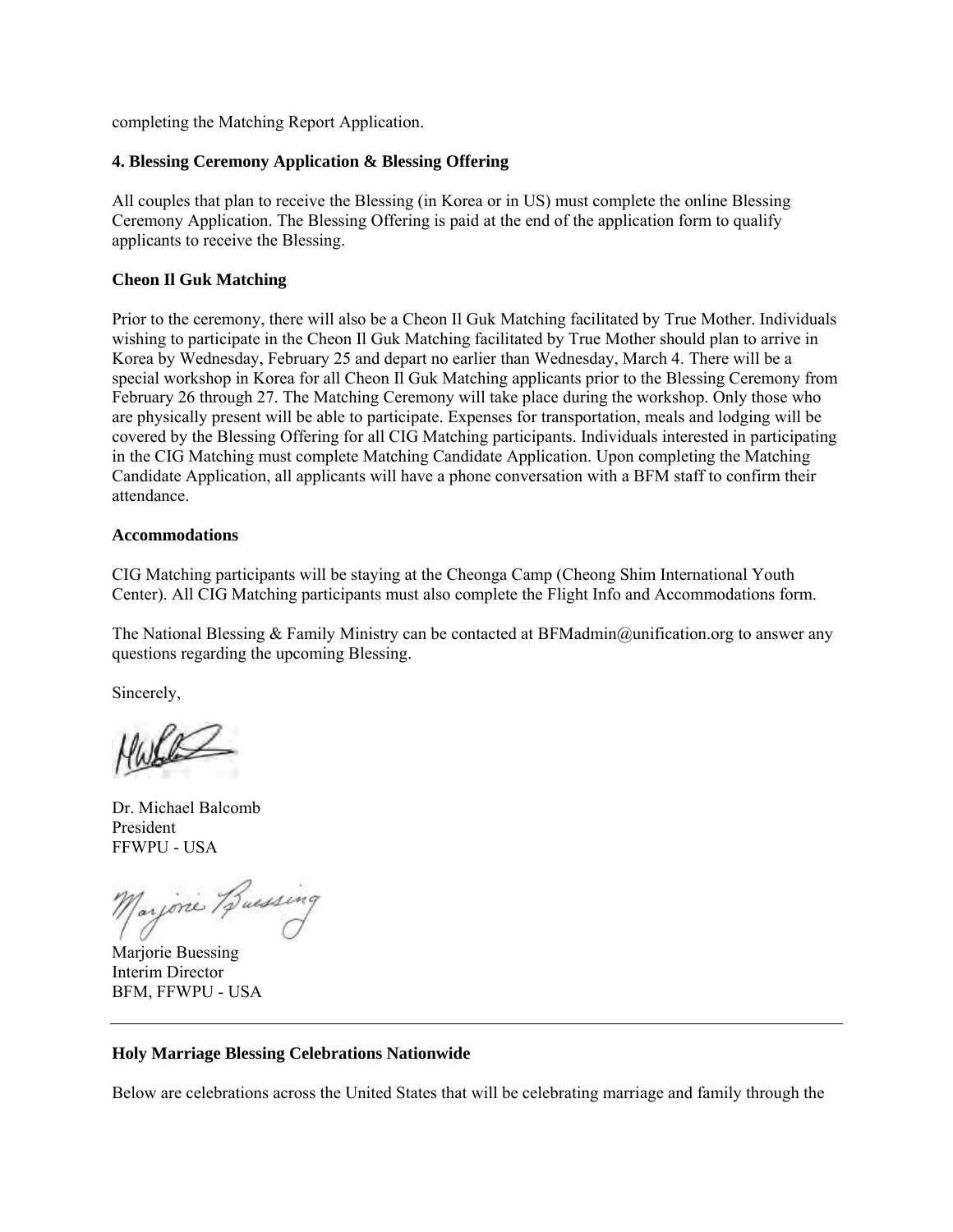completing the Matching Report Application.

**4. Blessing Ceremony Application & Blessing Offering**

All couples that plan to receive the Blessing (in Korea or in US) must complete the online Blessing Ceremony Application. The Blessing Offering is paid at the end of the application form to qualify applicants to receive the Blessing.

**Cheon Il Guk Matching**

Prior to the ceremony, there will also be a Cheon Il Guk Matching facilitated by True Mother. Individuals wishing to participate in the Cheon Il Guk Matching facilitated by True Mother should plan to arrive in Korea by Wednesday, February 25 and depart no earlier than Wednesday, March 4. There will be a special workshop in Korea for all Cheon Il Guk Matching applicants prior to the Blessing Ceremony from February 26 through 27. The Matching Ceremony will take place during the workshop. Only those who are physically present will be able to participate. Expenses for transportation, meals and lodging will be covered by the Blessing Offering for all CIG Matching participants. Individuals interested in participating in the CIG Matching must complete Matching Candidate Application. Upon completing the Matching Candidate Application, all applicants will have a phone conversation with a BFM staff to confirm their attendance.

**Accommodations**

CIG Matching participants will be staying at the Cheonga Camp (Cheong Shim International Youth Center). All CIG Matching participants must also complete the Flight Info and Accommodations form.

The National Blessing & Family Ministry can be contacted at BFMadmin@unification.org to answer any questions regarding the upcoming Blessing.

Sincerely,

Dr. Michael Balcomb
President
FFWPU - USA

Marjorie Buessing
Interim Director
BFM, FFWPU - USA

---

**Holy Marriage Blessing Celebrations Nationwide**

Below are celebrations across the United States that will be celebrating marriage and family through the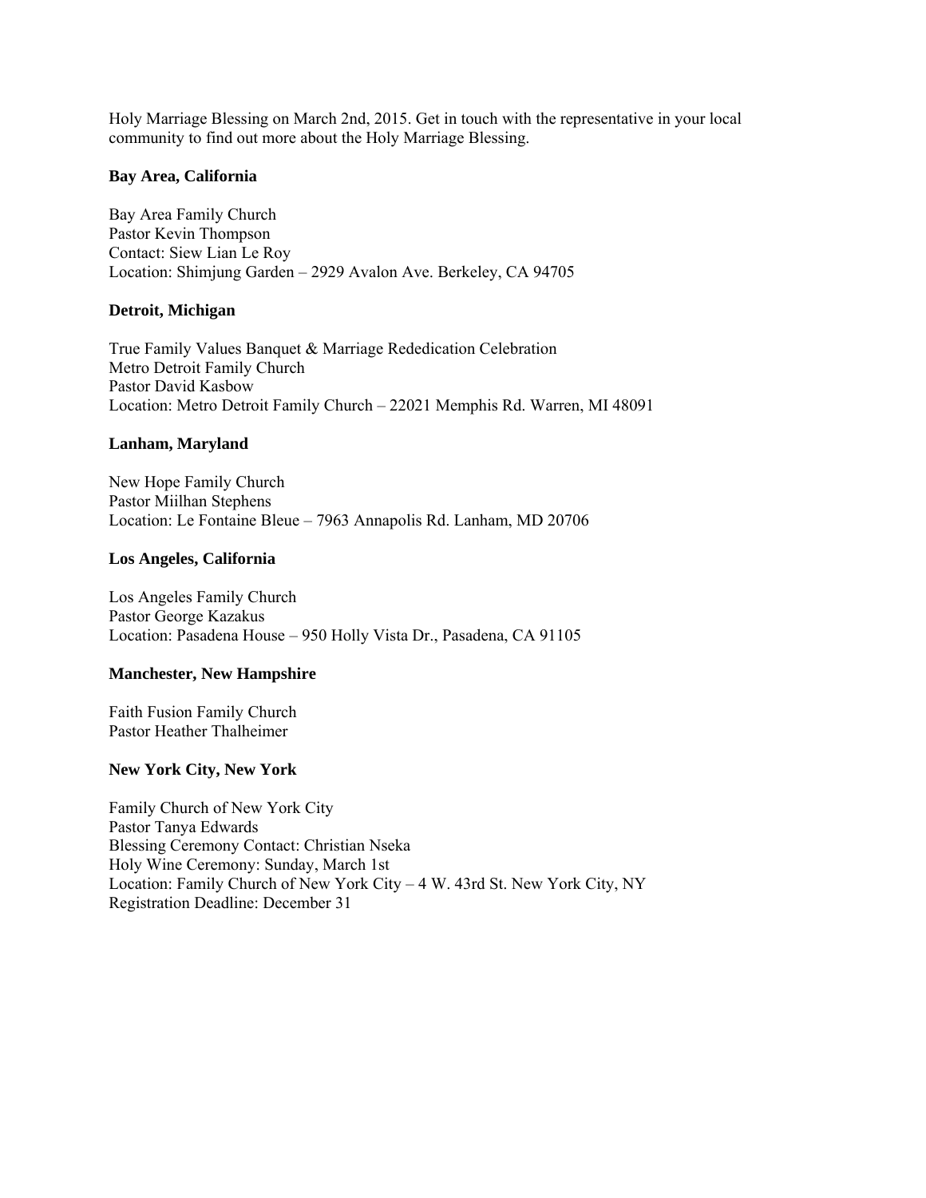Holy Marriage Blessing on March 2nd, 2015. Get in touch with the representative in your local community to find out more about the Holy Marriage Blessing.

**Bay Area, California**

Bay Area Family Church
Pastor Kevin Thompson
Contact: Siew Lian Le Roy
Location: Shimjung Garden – 2929 Avalon Ave. Berkeley, CA 94705

**Detroit, Michigan**

True Family Values Banquet & Marriage Rededication Celebration
Metro Detroit Family Church
Pastor David Kasbow
Location: Metro Detroit Family Church – 22021 Memphis Rd. Warren, MI 48091

**Lanham, Maryland**

New Hope Family Church
Pastor Miilhan Stephens
Location: Le Fontaine Bleue – 7963 Annapolis Rd. Lanham, MD 20706

**Los Angeles, California**

Los Angeles Family Church
Pastor George Kazakus
Location: Pasadena House – 950 Holly Vista Dr., Pasadena, CA 91105

**Manchester, New Hampshire**

Faith Fusion Family Church
Pastor Heather Thalheimer

**New York City, New York**

Family Church of New York City
Pastor Tanya Edwards
Blessing Ceremony Contact: Christian Nseka
Holy Wine Ceremony: Sunday, March 1st
Location: Family Church of New York City – 4 W. 43rd St. New York City, NY
Registration Deadline: December 31